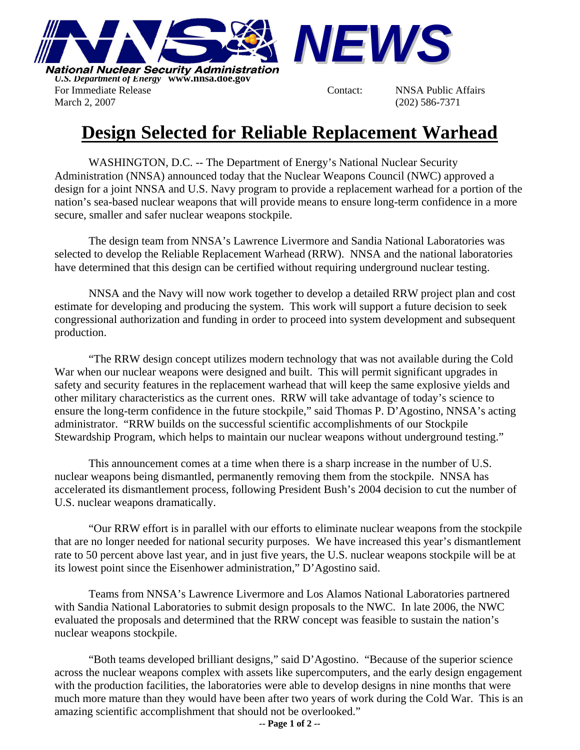**National Nuclear Security Administration** NEWS

*U.S. Department of Energy* **www.nnsa.doe.gov**

For Immediate Release
March 2, 2007

Contact: NNSA Public Affairs
(202) 586-7371

# Design Selected for Reliable Replacement Warhead

WASHINGTON, D.C. -- The Department of Energy's National Nuclear Security Administration (NNSA) announced today that the Nuclear Weapons Council (NWC) approved a design for a joint NNSA and U.S. Navy program to provide a replacement warhead for a portion of the nation's sea-based nuclear weapons that will provide means to ensure long-term confidence in a more secure, smaller and safer nuclear weapons stockpile.

The design team from NNSA's Lawrence Livermore and Sandia National Laboratories was selected to develop the Reliable Replacement Warhead (RRW). NNSA and the national laboratories have determined that this design can be certified without requiring underground nuclear testing.

NNSA and the Navy will now work together to develop a detailed RRW project plan and cost estimate for developing and producing the system. This work will support a future decision to seek congressional authorization and funding in order to proceed into system development and subsequent production.

"The RRW design concept utilizes modern technology that was not available during the Cold War when our nuclear weapons were designed and built. This will permit significant upgrades in safety and security features in the replacement warhead that will keep the same explosive yields and other military characteristics as the current ones. RRW will take advantage of today's science to ensure the long-term confidence in the future stockpile," said Thomas P. D'Agostino, NNSA's acting administrator. "RRW builds on the successful scientific accomplishments of our Stockpile Stewardship Program, which helps to maintain our nuclear weapons without underground testing."

This announcement comes at a time when there is a sharp increase in the number of U.S. nuclear weapons being dismantled, permanently removing them from the stockpile. NNSA has accelerated its dismantlement process, following President Bush's 2004 decision to cut the number of U.S. nuclear weapons dramatically.

"Our RRW effort is in parallel with our efforts to eliminate nuclear weapons from the stockpile that are no longer needed for national security purposes. We have increased this year's dismantlement rate to 50 percent above last year, and in just five years, the U.S. nuclear weapons stockpile will be at its lowest point since the Eisenhower administration," D'Agostino said.

Teams from NNSA's Lawrence Livermore and Los Alamos National Laboratories partnered with Sandia National Laboratories to submit design proposals to the NWC. In late 2006, the NWC evaluated the proposals and determined that the RRW concept was feasible to sustain the nation's nuclear weapons stockpile.

"Both teams developed brilliant designs," said D'Agostino. "Because of the superior science across the nuclear weapons complex with assets like supercomputers, and the early design engagement with the production facilities, the laboratories were able to develop designs in nine months that were much more mature than they would have been after two years of work during the Cold War. This is an amazing scientific accomplishment that should not be overlooked."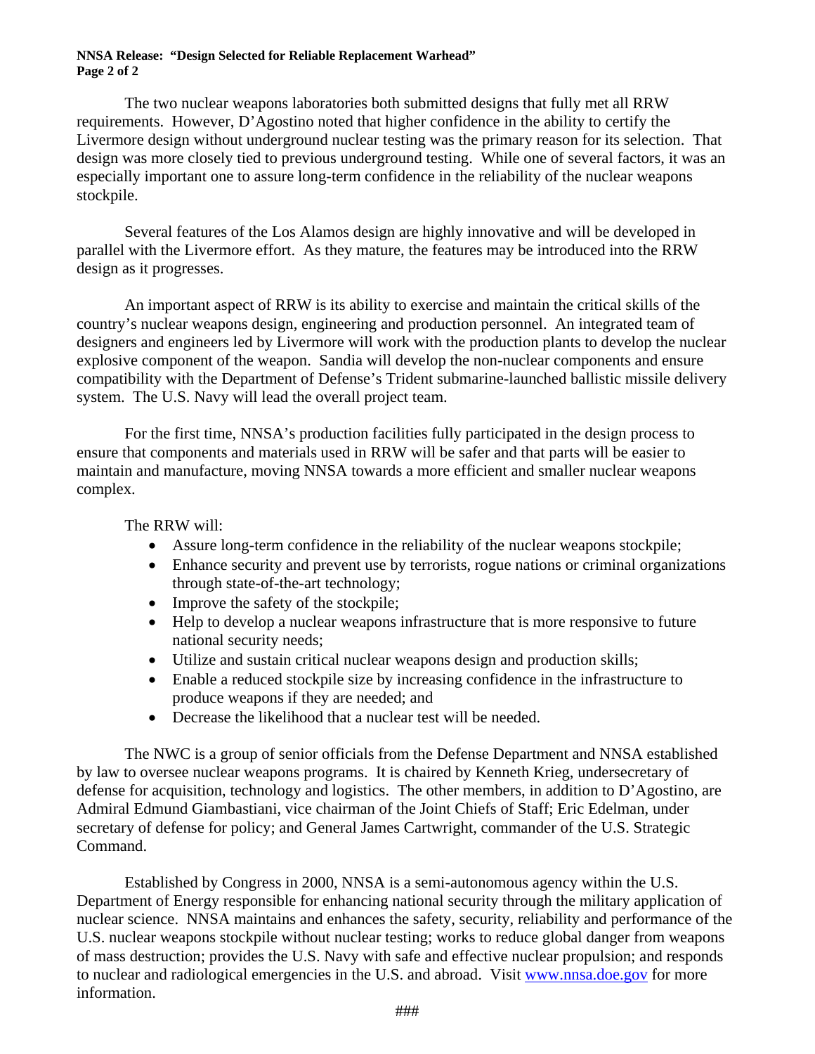The two nuclear weapons laboratories both submitted designs that fully met all RRW requirements. However, D'Agostino noted that higher confidence in the ability to certify the Livermore design without underground nuclear testing was the primary reason for its selection. That design was more closely tied to previous underground testing. While one of several factors, it was an especially important one to assure long-term confidence in the reliability of the nuclear weapons stockpile.

Several features of the Los Alamos design are highly innovative and will be developed in parallel with the Livermore effort. As they mature, the features may be introduced into the RRW design as it progresses.

An important aspect of RRW is its ability to exercise and maintain the critical skills of the country's nuclear weapons design, engineering and production personnel. An integrated team of designers and engineers led by Livermore will work with the production plants to develop the nuclear explosive component of the weapon. Sandia will develop the non-nuclear components and ensure compatibility with the Department of Defense's Trident submarine-launched ballistic missile delivery system. The U.S. Navy will lead the overall project team.

For the first time, NNSA's production facilities fully participated in the design process to ensure that components and materials used in RRW will be safer and that parts will be easier to maintain and manufacture, moving NNSA towards a more efficient and smaller nuclear weapons complex.

The RRW will:

- Assure long-term confidence in the reliability of the nuclear weapons stockpile;
- Enhance security and prevent use by terrorists, rogue nations or criminal organizations through state-of-the-art technology;
- Improve the safety of the stockpile;
- Help to develop a nuclear weapons infrastructure that is more responsive to future national security needs;
- Utilize and sustain critical nuclear weapons design and production skills;
- Enable a reduced stockpile size by increasing confidence in the infrastructure to produce weapons if they are needed; and
- Decrease the likelihood that a nuclear test will be needed.

The NWC is a group of senior officials from the Defense Department and NNSA established by law to oversee nuclear weapons programs. It is chaired by Kenneth Krieg, undersecretary of defense for acquisition, technology and logistics. The other members, in addition to D'Agostino, are Admiral Edmund Giambastiani, vice chairman of the Joint Chiefs of Staff; Eric Edelman, under secretary of defense for policy; and General James Cartwright, commander of the U.S. Strategic Command.

Established by Congress in 2000, NNSA is a semi-autonomous agency within the U.S. Department of Energy responsible for enhancing national security through the military application of nuclear science. NNSA maintains and enhances the safety, security, reliability and performance of the U.S. nuclear weapons stockpile without nuclear testing; works to reduce global danger from weapons of mass destruction; provides the U.S. Navy with safe and effective nuclear propulsion; and responds to nuclear and radiological emergencies in the U.S. and abroad. Visit www.nnsa.doe.gov for more information.

###